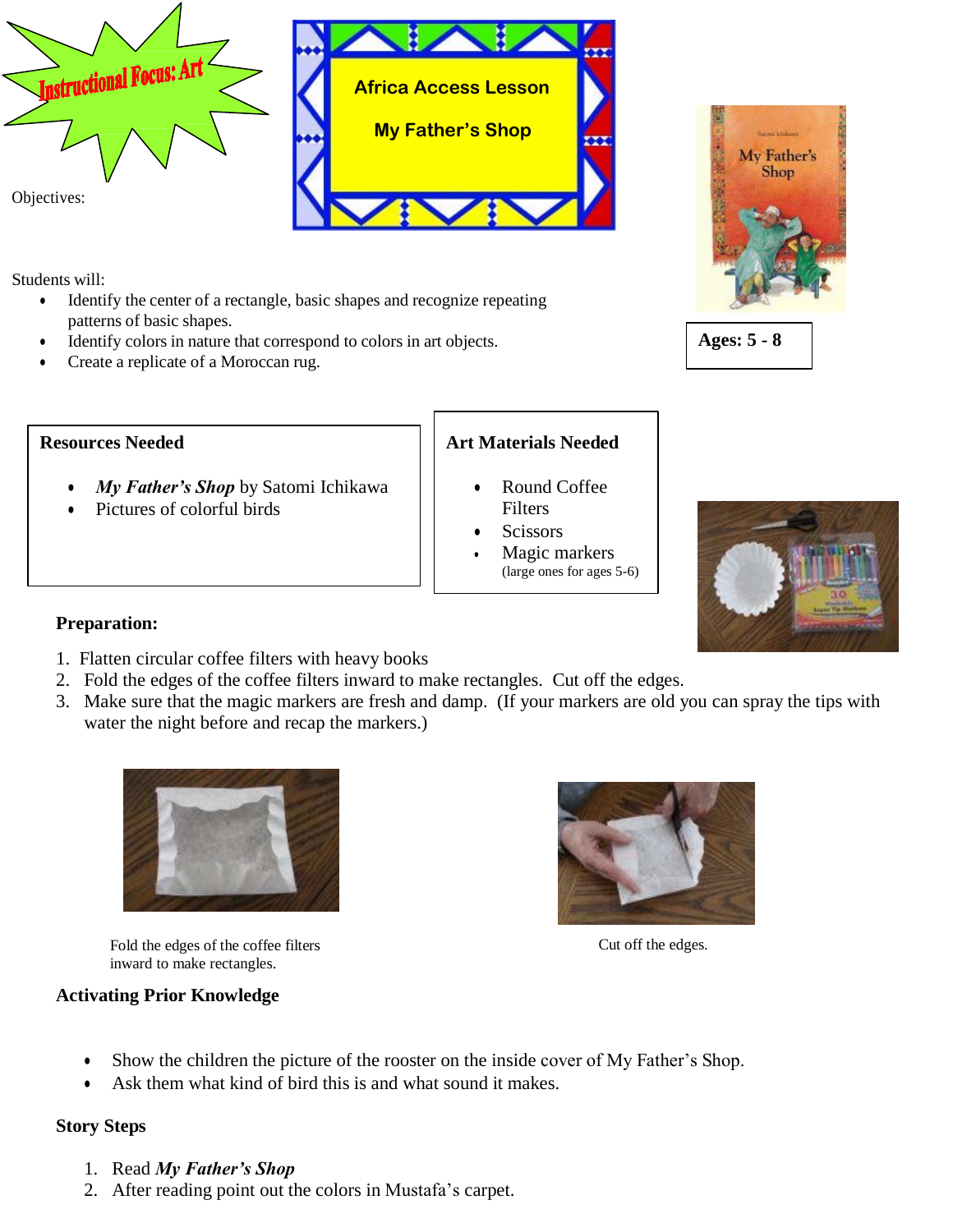**Instructional Focus: Art**

# Africa Access Lesson

## My Father's Shop

**Ages: 5 - 8**

Objectives:

Students will:

- Identify the center of a rectangle, basic shapes and recognize repeating patterns of basic shapes.
- Identify colors in nature that correspond to colors in art objects.
- Create a replicate of a Moroccan rug.

**Resources Needed**

- *My Father's Shop* by Satomi Ichikawa
- Pictures of colorful birds

**Art Materials Needed**

- Round Coffee Filters
- Scissors
- Magic markers (large ones for ages 5-6)

**Preparation:**

1. Flatten circular coffee filters with heavy books
2. Fold the edges of the coffee filters inward to make rectangles. Cut off the edges.
3. Make sure that the magic markers are fresh and damp. (If your markers are old you can spray the tips with water the night before and recap the markers.)

Fold the edges of the coffee filters inward to make rectangles.

Cut off the edges.

**Activating Prior Knowledge**

- Show the children the picture of the rooster on the inside cover of My Father's Shop.
- Ask them what kind of bird this is and what sound it makes.

**Story Steps**

1. Read ***My Father's Shop***
2. After reading point out the colors in Mustafa's carpet.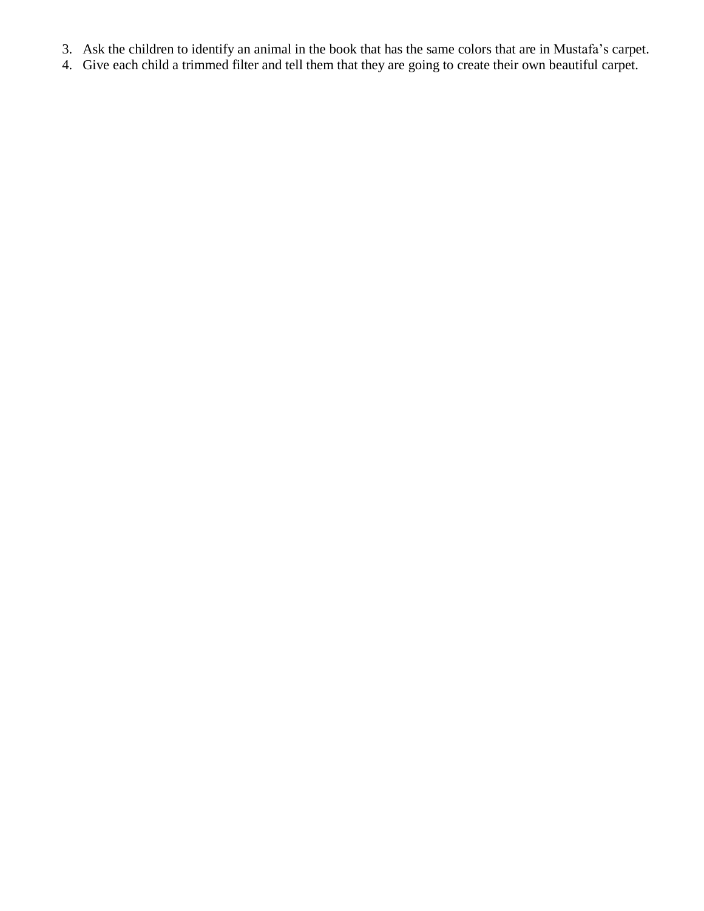3. Ask the children to identify an animal in the book that has the same colors that are in Mustafa's carpet.
4. Give each child a trimmed filter and tell them that they are going to create their own beautiful carpet.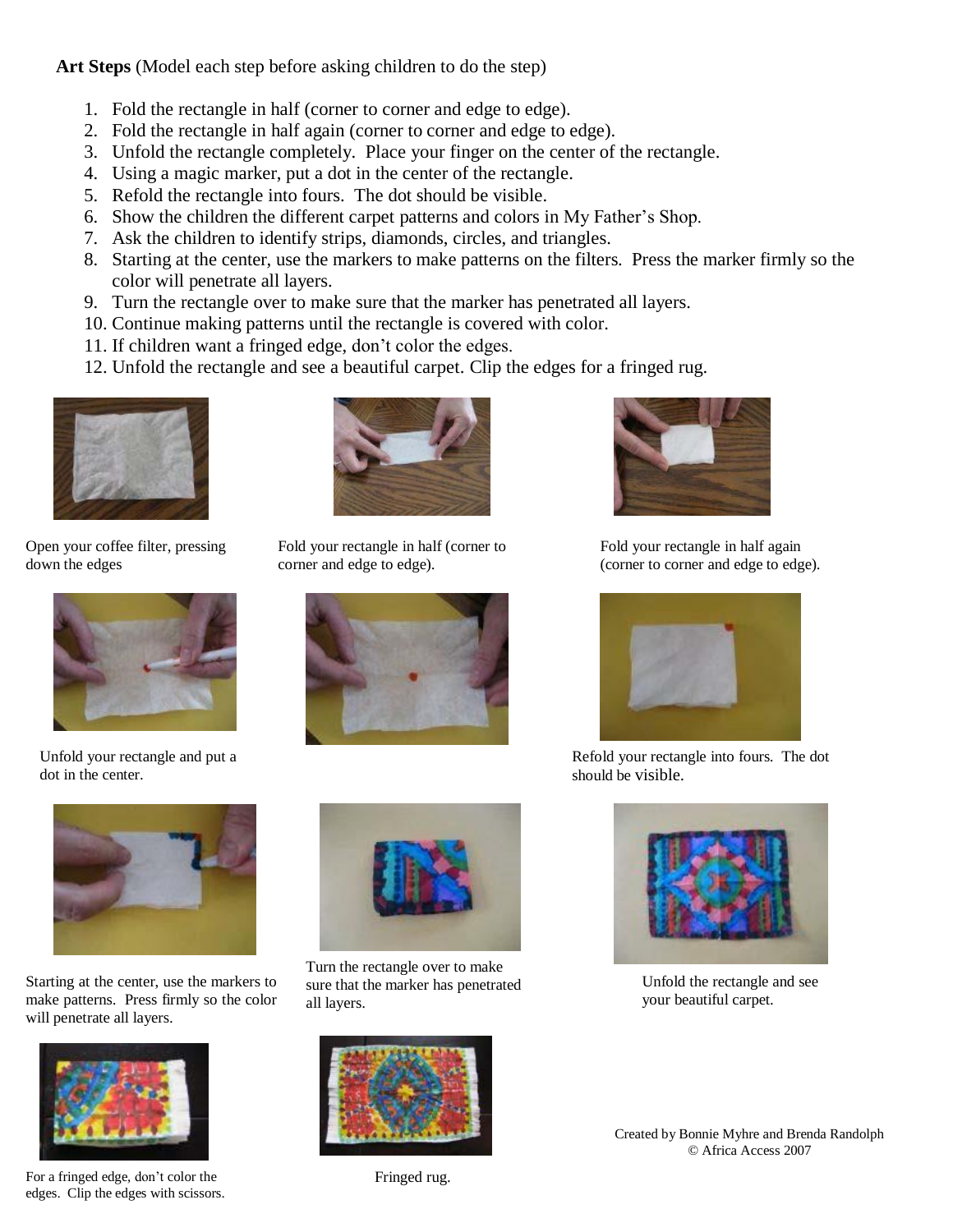**Art Steps** (Model each step before asking children to do the step)

1. Fold the rectangle in half (corner to corner and edge to edge).
2. Fold the rectangle in half again (corner to corner and edge to edge).
3. Unfold the rectangle completely. Place your finger on the center of the rectangle.
4. Using a magic marker, put a dot in the center of the rectangle.
5. Refold the rectangle into fours. The dot should be visible.
6. Show the children the different carpet patterns and colors in My Father's Shop.
7. Ask the children to identify strips, diamonds, circles, and triangles.
8. Starting at the center, use the markers to make patterns on the filters. Press the marker firmly so the color will penetrate all layers.
9. Turn the rectangle over to make sure that the marker has penetrated all layers.
10. Continue making patterns until the rectangle is covered with color.
11. If children want a fringed edge, don't color the edges.
12. Unfold the rectangle and see a beautiful carpet. Clip the edges for a fringed rug.

Open your coffee filter, pressing down the edges

Fold your rectangle in half (corner to corner and edge to edge).

Fold your rectangle in half again (corner to corner and edge to edge).

Unfold your rectangle and put a dot in the center.

Refold your rectangle into fours. The dot should be visible.

Starting at the center, use the markers to make patterns. Press firmly so the color will penetrate all layers.

Turn the rectangle over to make sure that the marker has penetrated all layers.

Unfold the rectangle and see your beautiful carpet.

For a fringed edge, don't color the edges. Clip the edges with scissors.

Fringed rug.

Created by Bonnie Myhre and Brenda Randolph
© Africa Access 2007